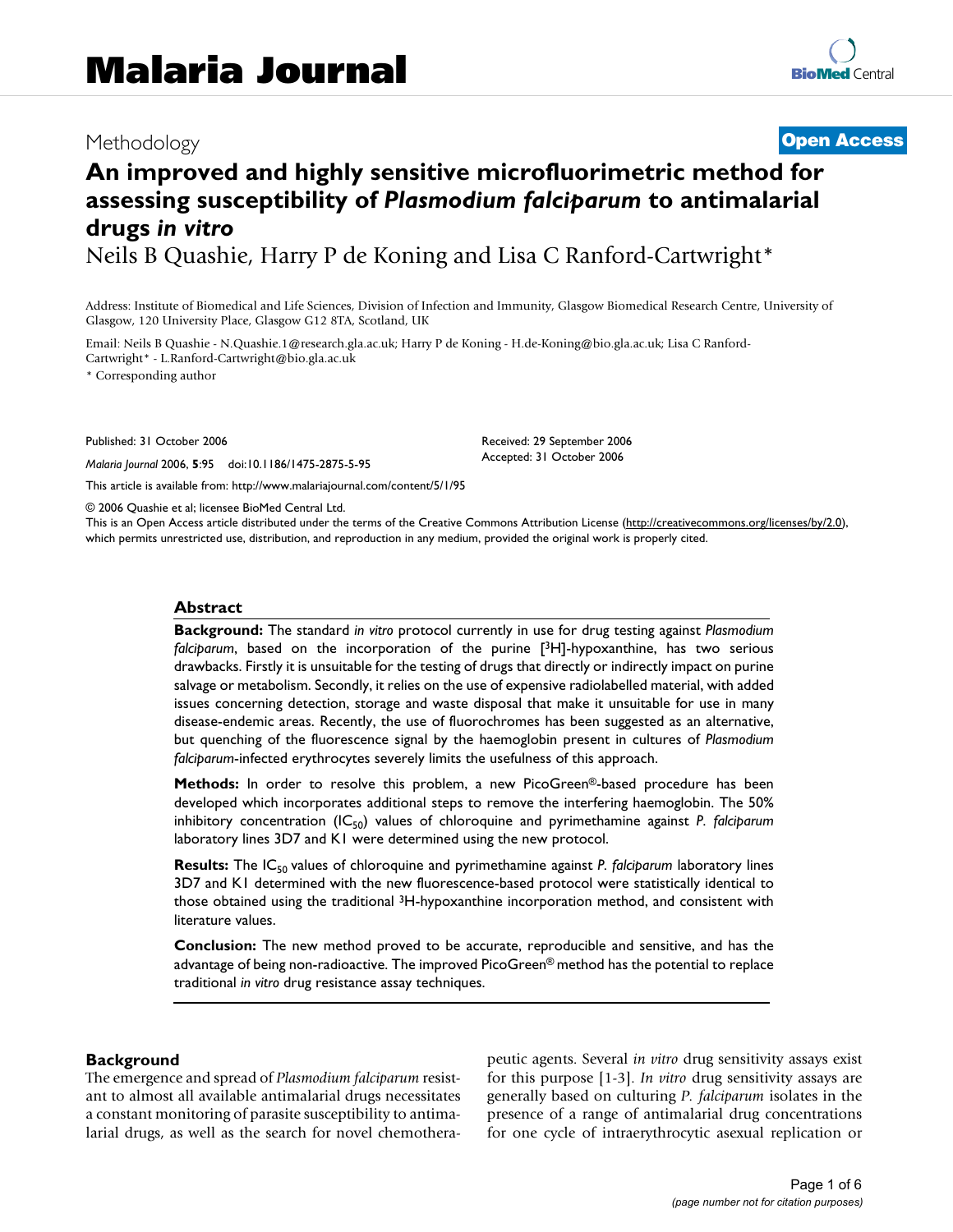Methodology

**Open Access**

# An improved and highly sensitive microfluorimetric method for assessing susceptibility of *Plasmodium falciparum* to antimalarial drugs *in vitro*

Neils B Quashie, Harry P de Koning and Lisa C Ranford-Cartwright*

Address: Institute of Biomedical and Life Sciences, Division of Infection and Immunity, Glasgow Biomedical Research Centre, University of Glasgow, 120 University Place, Glasgow G12 8TA, Scotland, UK

Email: Neils B Quashie - N.Quashie.1@research.gla.ac.uk; Harry P de Koning - H.de-Koning@bio.gla.ac.uk; Lisa C Ranford-Cartwright* - L.Ranford-Cartwright@bio.gla.ac.uk

* Corresponding author

Published: 31 October 2006

*Malaria Journal* 2006, **5**:95 doi:10.1186/1475-2875-5-95

Received: 29 September 2006
Accepted: 31 October 2006

This article is available from: http://www.malariajournal.com/content/5/1/95

© 2006 Quashie et al; licensee BioMed Central Ltd.
This is an Open Access article distributed under the terms of the Creative Commons Attribution License (http://creativecommons.org/licenses/by/2.0), which permits unrestricted use, distribution, and reproduction in any medium, provided the original work is properly cited.

## Abstract

**Background:** The standard *in vitro* protocol currently in use for drug testing against *Plasmodium falciparum*, based on the incorporation of the purine [$^3$H]-hypoxanthine, has two serious drawbacks. Firstly it is unsuitable for the testing of drugs that directly or indirectly impact on purine salvage or metabolism. Secondly, it relies on the use of expensive radiolabelled material, with added issues concerning detection, storage and waste disposal that make it unsuitable for use in many disease-endemic areas. Recently, the use of fluorochromes has been suggested as an alternative, but quenching of the fluorescence signal by the haemoglobin present in cultures of *Plasmodium falciparum*-infected erythrocytes severely limits the usefulness of this approach.

**Methods:** In order to resolve this problem, a new PicoGreen®-based procedure has been developed which incorporates additional steps to remove the interfering haemoglobin. The 50% inhibitory concentration ($IC_{50}$) values of chloroquine and pyrimethamine against *P. falciparum* laboratory lines 3D7 and K1 were determined using the new protocol.

**Results:** The $IC_{50}$ values of chloroquine and pyrimethamine against *P. falciparum* laboratory lines 3D7 and K1 determined with the new fluorescence-based protocol were statistically identical to those obtained using the traditional $^3$H-hypoxanthine incorporation method, and consistent with literature values.

**Conclusion:** The new method proved to be accurate, reproducible and sensitive, and has the advantage of being non-radioactive. The improved PicoGreen® method has the potential to replace traditional *in vitro* drug resistance assay techniques.

## Background

The emergence and spread of *Plasmodium falciparum* resistant to almost all available antimalarial drugs necessitates a constant monitoring of parasite susceptibility to antimalarial drugs, as well as the search for novel chemotherapeutic agents. Several *in vitro* drug sensitivity assays exist for this purpose [1-3]. *In vitro* drug sensitivity assays are generally based on culturing *P. falciparum* isolates in the presence of a range of antimalarial drug concentrations for one cycle of intraerythrocytic asexual replication or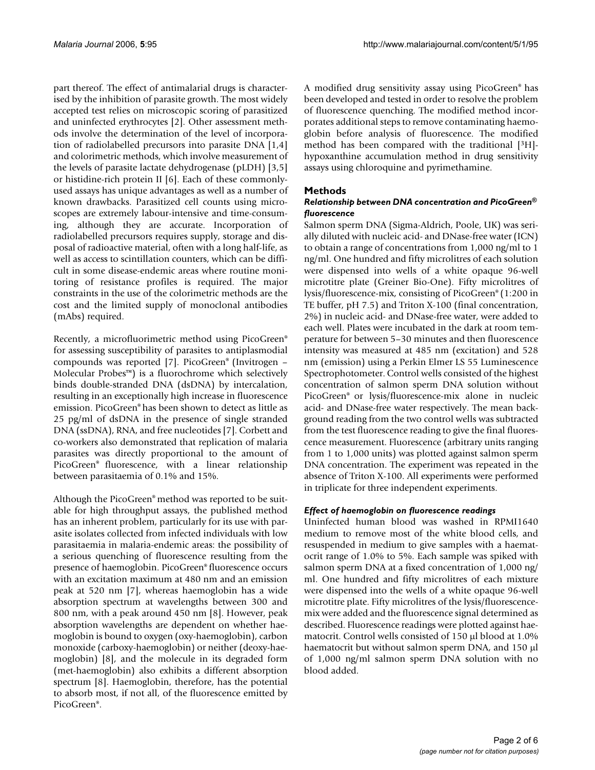part thereof. The effect of antimalarial drugs is characterised by the inhibition of parasite growth. The most widely accepted test relies on microscopic scoring of parasitized and uninfected erythrocytes [2]. Other assessment methods involve the determination of the level of incorporation of radiolabelled precursors into parasite DNA [1,4] and colorimetric methods, which involve measurement of the levels of parasite lactate dehydrogenase (pLDH) [3,5] or histidine-rich protein II [6]. Each of these commonly-used assays has unique advantages as well as a number of known drawbacks. Parasitized cell counts using microscopes are extremely labour-intensive and time-consuming, although they are accurate. Incorporation of radiolabelled precursors requires supply, storage and disposal of radioactive material, often with a long half-life, as well as access to scintillation counters, which can be difficult in some disease-endemic areas where routine monitoring of resistance profiles is required. The major constraints in the use of the colorimetric methods are the cost and the limited supply of monoclonal antibodies (mAbs) required.

Recently, a microfluorimetric method using PicoGreen® for assessing susceptibility of parasites to antiplasmodial compounds was reported [7]. PicoGreen® (Invitrogen – Molecular Probes™) is a fluorochrome which selectively binds double-stranded DNA (dsDNA) by intercalation, resulting in an exceptionally high increase in fluorescence emission. PicoGreen® has been shown to detect as little as 25 pg/ml of dsDNA in the presence of single stranded DNA (ssDNA), RNA, and free nucleotides [7]. Corbett and co-workers also demonstrated that replication of malaria parasites was directly proportional to the amount of PicoGreen® fluorescence, with a linear relationship between parasitaemia of 0.1% and 15%.

Although the PicoGreen® method was reported to be suitable for high throughput assays, the published method has an inherent problem, particularly for its use with parasite isolates collected from infected individuals with low parasitaemia in malaria-endemic areas: the possibility of a serious quenching of fluorescence resulting from the presence of haemoglobin. PicoGreen® fluorescence occurs with an excitation maximum at 480 nm and an emission peak at 520 nm [7], whereas haemoglobin has a wide absorption spectrum at wavelengths between 300 and 800 nm, with a peak around 450 nm [8]. However, peak absorption wavelengths are dependent on whether haemoglobin is bound to oxygen (oxy-haemoglobin), carbon monoxide (carboxy-haemoglobin) or neither (deoxy-haemoglobin) [8], and the molecule in its degraded form (met-haemoglobin) also exhibits a different absorption spectrum [8]. Haemoglobin, therefore, has the potential to absorb most, if not all, of the fluorescence emitted by PicoGreen®.

A modified drug sensitivity assay using PicoGreen® has been developed and tested in order to resolve the problem of fluorescence quenching. The modified method incorporates additional steps to remove contaminating haemoglobin before analysis of fluorescence. The modified method has been compared with the traditional [$^{3}$H]-hypoxanthine accumulation method in drug sensitivity assays using chloroquine and pyrimethamine.

## Methods

### *Relationship between DNA concentration and PicoGreen® fluorescence*

Salmon sperm DNA (Sigma-Aldrich, Poole, UK) was serially diluted with nucleic acid- and DNase-free water (ICN) to obtain a range of concentrations from 1,000 ng/ml to 1 ng/ml. One hundred and fifty microlitres of each solution were dispensed into wells of a white opaque 96-well microtitre plate (Greiner Bio-One). Fifty microlitres of lysis/fluorescence-mix, consisting of PicoGreen® (1:200 in TE buffer, pH 7.5) and Triton X-100 (final concentration, 2%) in nucleic acid- and DNase-free water, were added to each well. Plates were incubated in the dark at room temperature for between 5–30 minutes and then fluorescence intensity was measured at 485 nm (excitation) and 528 nm (emission) using a Perkin Elmer LS 55 Luminescence Spectrophotometer. Control wells consisted of the highest concentration of salmon sperm DNA solution without PicoGreen® or lysis/fluorescence-mix alone in nucleic acid- and DNase-free water respectively. The mean background reading from the two control wells was subtracted from the test fluorescence reading to give the final fluorescence measurement. Fluorescence (arbitrary units ranging from 1 to 1,000 units) was plotted against salmon sperm DNA concentration. The experiment was repeated in the absence of Triton X-100. All experiments were performed in triplicate for three independent experiments.

### *Effect of haemoglobin on fluorescence readings*

Uninfected human blood was washed in RPMI1640 medium to remove most of the white blood cells, and resuspended in medium to give samples with a haematocrit range of 1.0% to 5%. Each sample was spiked with salmon sperm DNA at a fixed concentration of 1,000 ng/ml. One hundred and fifty microlitres of each mixture were dispensed into the wells of a white opaque 96-well microtitre plate. Fifty microlitres of the lysis/fluorescence-mix were added and the fluorescence signal determined as described. Fluorescence readings were plotted against haematocrit. Control wells consisted of 150 μl blood at 1.0% haematocrit but without salmon sperm DNA, and 150 μl of 1,000 ng/ml salmon sperm DNA solution with no blood added.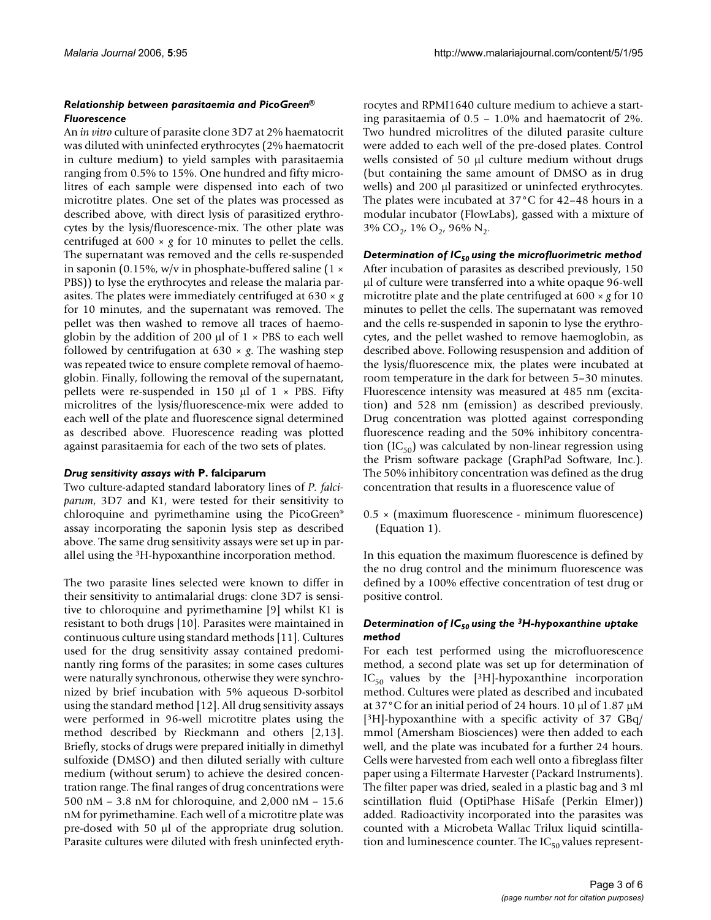### *Relationship between parasitaemia and PicoGreen® Fluorescence*

An *in vitro* culture of parasite clone 3D7 at 2% haematocrit was diluted with uninfected erythrocytes (2% haematocrit in culture medium) to yield samples with parasitaemia ranging from 0.5% to 15%. One hundred and fifty microlitres of each sample were dispensed into each of two microtitre plates. One set of the plates was processed as described above, with direct lysis of parasitized erythrocytes by the lysis/fluorescence-mix. The other plate was centrifuged at 600 × *g* for 10 minutes to pellet the cells. The supernatant was removed and the cells re-suspended in saponin (0.15%, w/v in phosphate-buffered saline (1 × PBS)) to lyse the erythrocytes and release the malaria parasites. The plates were immediately centrifuged at 630 × *g* for 10 minutes, and the supernatant was removed. The pellet was then washed to remove all traces of haemoglobin by the addition of 200 μl of 1 × PBS to each well followed by centrifugation at 630 × *g*. The washing step was repeated twice to ensure complete removal of haemoglobin. Finally, following the removal of the supernatant, pellets were re-suspended in 150 μl of 1 × PBS. Fifty microlitres of the lysis/fluorescence-mix were added to each well of the plate and fluorescence signal determined as described above. Fluorescence reading was plotted against parasitaemia for each of the two sets of plates.

### *Drug sensitivity assays with* **P. falciparum**

Two culture-adapted standard laboratory lines of *P. falciparum*, 3D7 and K1, were tested for their sensitivity to chloroquine and pyrimethamine using the PicoGreen® assay incorporating the saponin lysis step as described above. The same drug sensitivity assays were set up in parallel using the $^{3}$H-hypoxanthine incorporation method.

The two parasite lines selected were known to differ in their sensitivity to antimalarial drugs: clone 3D7 is sensitive to chloroquine and pyrimethamine [9] whilst K1 is resistant to both drugs [10]. Parasites were maintained in continuous culture using standard methods [11]. Cultures used for the drug sensitivity assay contained predominantly ring forms of the parasites; in some cases cultures were naturally synchronous, otherwise they were synchronized by brief incubation with 5% aqueous D-sorbitol using the standard method [12]. All drug sensitivity assays were performed in 96-well microtitre plates using the method described by Rieckmann and others [2,13]. Briefly, stocks of drugs were prepared initially in dimethyl sulfoxide (DMSO) and then diluted serially with culture medium (without serum) to achieve the desired concentration range. The final ranges of drug concentrations were 500 nM – 3.8 nM for chloroquine, and 2,000 nM – 15.6 nM for pyrimethamine. Each well of a microtitre plate was pre-dosed with 50 μl of the appropriate drug solution. Parasite cultures were diluted with fresh uninfected erythrocytes and RPMI1640 culture medium to achieve a starting parasitaemia of 0.5 – 1.0% and haematocrit of 2%. Two hundred microlitres of the diluted parasite culture were added to each well of the pre-dosed plates. Control wells consisted of 50 μl culture medium without drugs (but containing the same amount of DMSO as in drug wells) and 200 μl parasitized or uninfected erythrocytes. The plates were incubated at 37°C for 42–48 hours in a modular incubator (FlowLabs), gassed with a mixture of 3% $CO_2$, 1% $O_2$, 96% $N_2$.

### *Determination of $IC_{50}$ using the microfluorimetric method*

After incubation of parasites as described previously, 150 μl of culture were transferred into a white opaque 96-well microtitre plate and the plate centrifuged at 600 × *g* for 10 minutes to pellet the cells. The supernatant was removed and the cells re-suspended in saponin to lyse the erythrocytes, and the pellet washed to remove haemoglobin, as described above. Following resuspension and addition of the lysis/fluorescence mix, the plates were incubated at room temperature in the dark for between 5–30 minutes. Fluorescence intensity was measured at 485 nm (excitation) and 528 nm (emission) as described previously. Drug concentration was plotted against corresponding fluorescence reading and the 50% inhibitory concentration ($IC_{50}$) was calculated by non-linear regression using the Prism software package (GraphPad Software, Inc.). The 50% inhibitory concentration was defined as the drug concentration that results in a fluorescence value of

0.5 × (maximum fluorescence - minimum fluorescence) (Equation 1).

In this equation the maximum fluorescence is defined by the no drug control and the minimum fluorescence was defined by a 100% effective concentration of test drug or positive control.

### *Determination of $IC_{50}$ using the $^{3}$H-hypoxanthine uptake method*

For each test performed using the microfluorescence method, a second plate was set up for determination of $IC_{50}$ values by the [$^{3}$H]-hypoxanthine incorporation method. Cultures were plated as described and incubated at 37°C for an initial period of 24 hours. 10 μl of 1.87 μM [$^{3}$H]-hypoxanthine with a specific activity of 37 GBq/mmol (Amersham Biosciences) were then added to each well, and the plate was incubated for a further 24 hours. Cells were harvested from each well onto a fibreglass filter paper using a Filtermate Harvester (Packard Instruments). The filter paper was dried, sealed in a plastic bag and 3 ml scintillation fluid (OptiPhase HiSafe (Perkin Elmer)) added. Radioactivity incorporated into the parasites was counted with a Microbeta Wallac Trilux liquid scintillation and luminescence counter. The $IC_{50}$ values represent-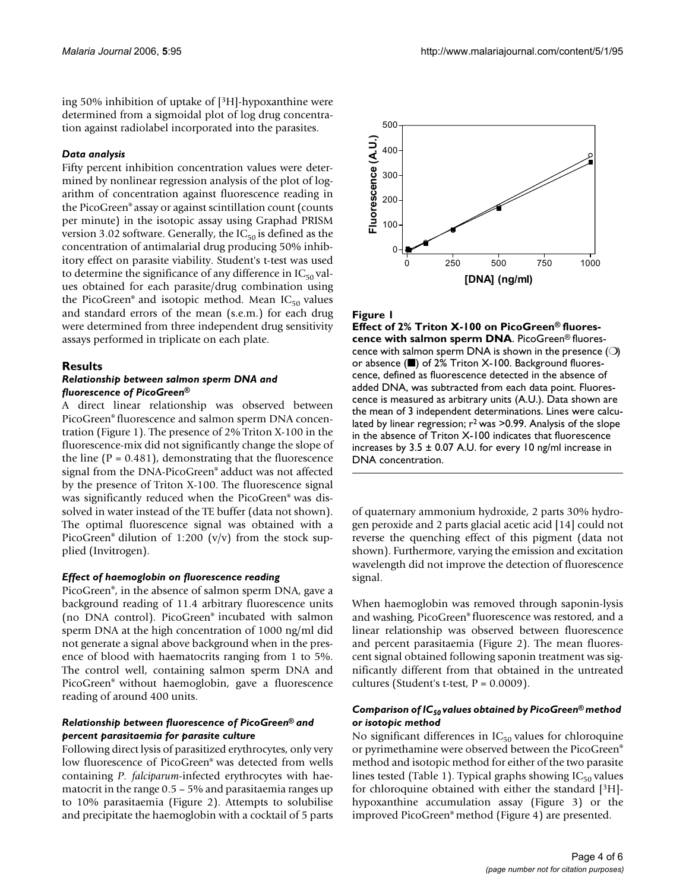ing 50% inhibition of uptake of [$^{3}$H]-hypoxanthine were determined from a sigmoidal plot of log drug concentration against radiolabel incorporated into the parasites.

#### *Data analysis*

Fifty percent inhibition concentration values were determined by nonlinear regression analysis of the plot of logarithm of concentration against fluorescence reading in the PicoGreen® assay or against scintillation count (counts per minute) in the isotopic assay using Graphad PRISM version 3.02 software. Generally, the $IC_{50}$ is defined as the concentration of antimalarial drug producing 50% inhibitory effect on parasite viability. Student's t-test was used to determine the significance of any difference in $IC_{50}$ values obtained for each parasite/drug combination using the PicoGreen® and isotopic method. Mean $IC_{50}$ values and standard errors of the mean (s.e.m.) for each drug were determined from three independent drug sensitivity assays performed in triplicate on each plate.

## Results

#### *Relationship between salmon sperm DNA and fluorescence of PicoGreen®*

A direct linear relationship was observed between PicoGreen® fluorescence and salmon sperm DNA concentration (Figure 1). The presence of 2% Triton X-100 in the fluorescence-mix did not significantly change the slope of the line ($P = 0.481$), demonstrating that the fluorescence signal from the DNA-PicoGreen® adduct was not affected by the presence of Triton X-100. The fluorescence signal was significantly reduced when the PicoGreen® was dissolved in water instead of the TE buffer (data not shown). The optimal fluorescence signal was obtained with a PicoGreen® dilution of 1:200 (v/v) from the stock supplied (Invitrogen).

**Figure 1**

**Effect of 2% Triton X-100 on PicoGreen® fluorescence with salmon sperm DNA**. PicoGreen® fluorescence with salmon sperm DNA is shown in the presence (○) or absence (■) of 2% Triton X-100. Background fluorescence, defined as fluorescence detected in the absence of added DNA, was subtracted from each data point. Fluorescence is measured as arbitrary units (A.U.). Data shown are the mean of 3 independent determinations. Lines were calculated by linear regression; $r^2$ was >0.99. Analysis of the slope in the absence of Triton X-100 indicates that fluorescence increases by 3.5 ± 0.07 A.U. for every 10 ng/ml increase in DNA concentration.

#### *Effect of haemoglobin on fluorescence reading*

PicoGreen®, in the absence of salmon sperm DNA, gave a background reading of 11.4 arbitrary fluorescence units (no DNA control). PicoGreen® incubated with salmon sperm DNA at the high concentration of 1000 ng/ml did not generate a signal above background when in the presence of blood with haematocrits ranging from 1 to 5%. The control well, containing salmon sperm DNA and PicoGreen® without haemoglobin, gave a fluorescence reading of around 400 units.

#### *Relationship between fluorescence of PicoGreen® and percent parasitaemia for parasite culture*

Following direct lysis of parasitized erythrocytes, only very low fluorescence of PicoGreen® was detected from wells containing *P. falciparum*-infected erythrocytes with haematocrit in the range 0.5 – 5% and parasitaemia ranges up to 10% parasitaemia (Figure 2). Attempts to solubilise and precipitate the haemoglobin with a cocktail of 5 parts of quaternary ammonium hydroxide, 2 parts 30% hydrogen peroxide and 2 parts glacial acetic acid [14] could not reverse the quenching effect of this pigment (data not shown). Furthermore, varying the emission and excitation wavelength did not improve the detection of fluorescence signal.

When haemoglobin was removed through saponin-lysis and washing, PicoGreen® fluorescence was restored, and a linear relationship was observed between fluorescence and percent parasitaemia (Figure 2). The mean fluorescent signal obtained following saponin treatment was significantly different from that obtained in the untreated cultures (Student's t-test, $P = 0.0009$).

#### *Comparison of $IC_{50}$ values obtained by PicoGreen® method or isotopic method*

No significant differences in $IC_{50}$ values for chloroquine or pyrimethamine were observed between the PicoGreen® method and isotopic method for either of the two parasite lines tested (Table 1). Typical graphs showing $IC_{50}$ values for chloroquine obtained with either the standard [$^{3}$H]-hypoxanthine accumulation assay (Figure 3) or the improved PicoGreen® method (Figure 4) are presented.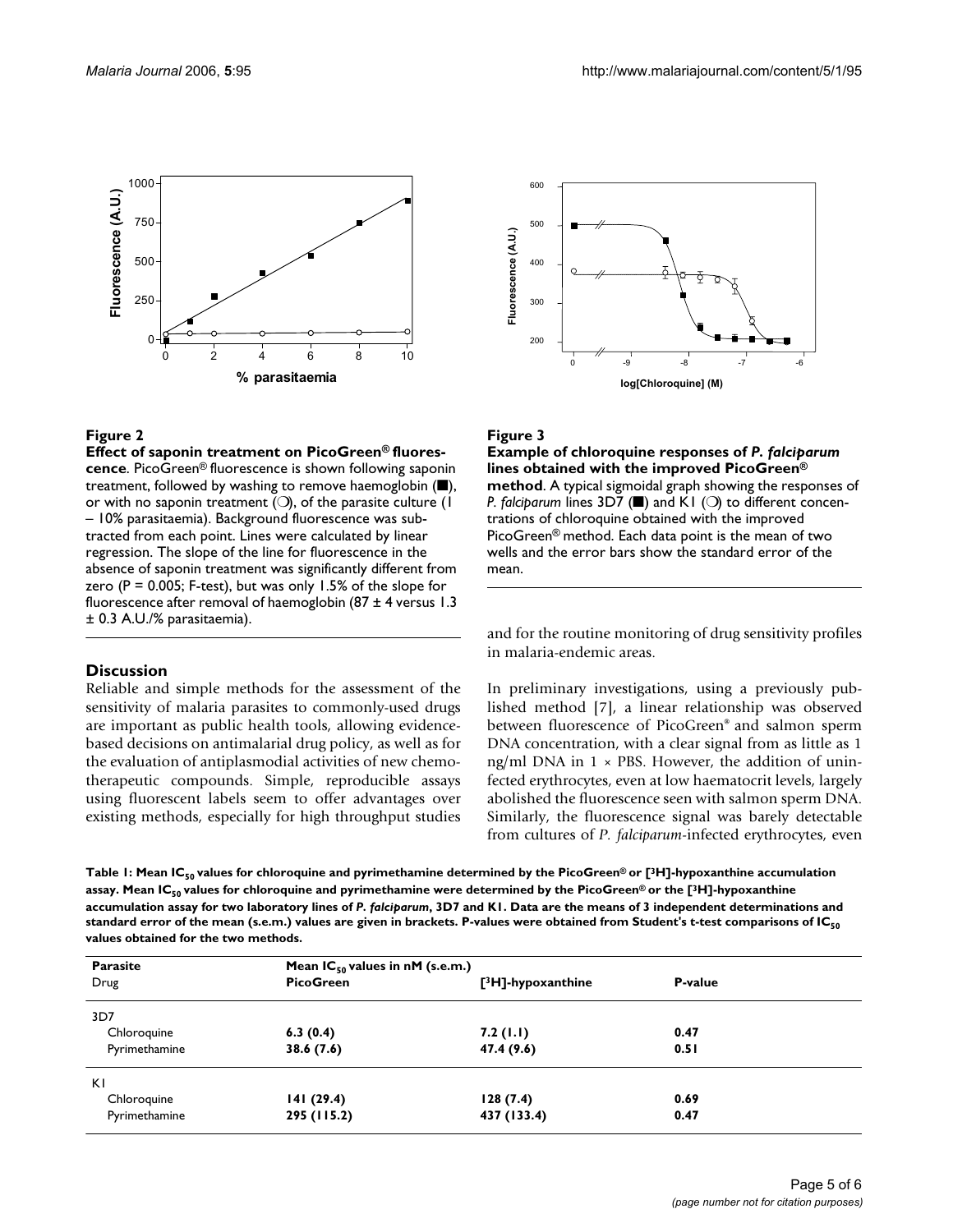**Figure 2**

**Effect of saponin treatment on PicoGreen® fluorescence**. PicoGreen® fluorescence is shown following saponin treatment, followed by washing to remove haemoglobin (■), or with no saponin treatment (○), of the parasite culture (1 – 10% parasitaemia). Background fluorescence was subtracted from each point. Lines were calculated by linear regression. The slope of the line for fluorescence in the absence of saponin treatment was significantly different from zero ($P = 0.005$; F-test), but was only 1.5% of the slope for fluorescence after removal of haemoglobin (87 ± 4 versus 1.3 ± 0.3 A.U./% parasitaemia).

**Figure 3**

**Example of chloroquine responses of *P. falciparum* lines obtained with the improved PicoGreen® method**. A typical sigmoidal graph showing the responses of *P. falciparum* lines 3D7 (■) and K1 (○) to different concentrations of chloroquine obtained with the improved PicoGreen® method. Each data point is the mean of two wells and the error bars show the standard error of the mean.

## Discussion

Reliable and simple methods for the assessment of the sensitivity of malaria parasites to commonly-used drugs are important as public health tools, allowing evidence-based decisions on antimalarial drug policy, as well as for the evaluation of antiplasmodial activities of new chemotherapeutic compounds. Simple, reproducible assays using fluorescent labels seem to offer advantages over existing methods, especially for high throughput studies and for the routine monitoring of drug sensitivity profiles in malaria-endemic areas.

In preliminary investigations, using a previously published method [7], a linear relationship was observed between fluorescence of PicoGreen® and salmon sperm DNA concentration, with a clear signal from as little as 1 ng/ml DNA in 1 × PBS. However, the addition of uninfected erythrocytes, even at low haematocrit levels, largely abolished the fluorescence seen with salmon sperm DNA. Similarly, the fluorescence signal was barely detectable from cultures of *P. falciparum*-infected erythrocytes, even

**Table 1: Mean $IC_{50}$ values for chloroquine and pyrimethamine determined by the PicoGreen® or [$^3$H]-hypoxanthine accumulation assay. Mean $IC_{50}$ values for chloroquine and pyrimethamine were determined by the PicoGreen® or the [$^3$H]-hypoxanthine accumulation assay for two laboratory lines of *P. falciparum*, 3D7 and K1. Data are the means of 3 independent determinations and standard error of the mean (s.e.m.) values are given in brackets. P-values were obtained from Student's t-test comparisons of $IC_{50}$ values obtained for the two methods.**

| Parasite | Mean $IC_{50}$ values in nM (s.e.m.) | | |
|---|---|---|---|
| Drug | PicoGreen | [$^3$H]-hypoxanthine | P-value |
| 3D7 | | | |
| Chloroquine | **6.3 (0.4)** | **7.2 (1.1)** | **0.47** |
| Pyrimethamine | **38.6 (7.6)** | **47.4 (9.6)** | **0.51** |
| K1 | | | |
| Chloroquine | **141 (29.4)** | **128 (7.4)** | **0.69** |
| Pyrimethamine | **295 (115.2)** | **437 (133.4)** | **0.47** |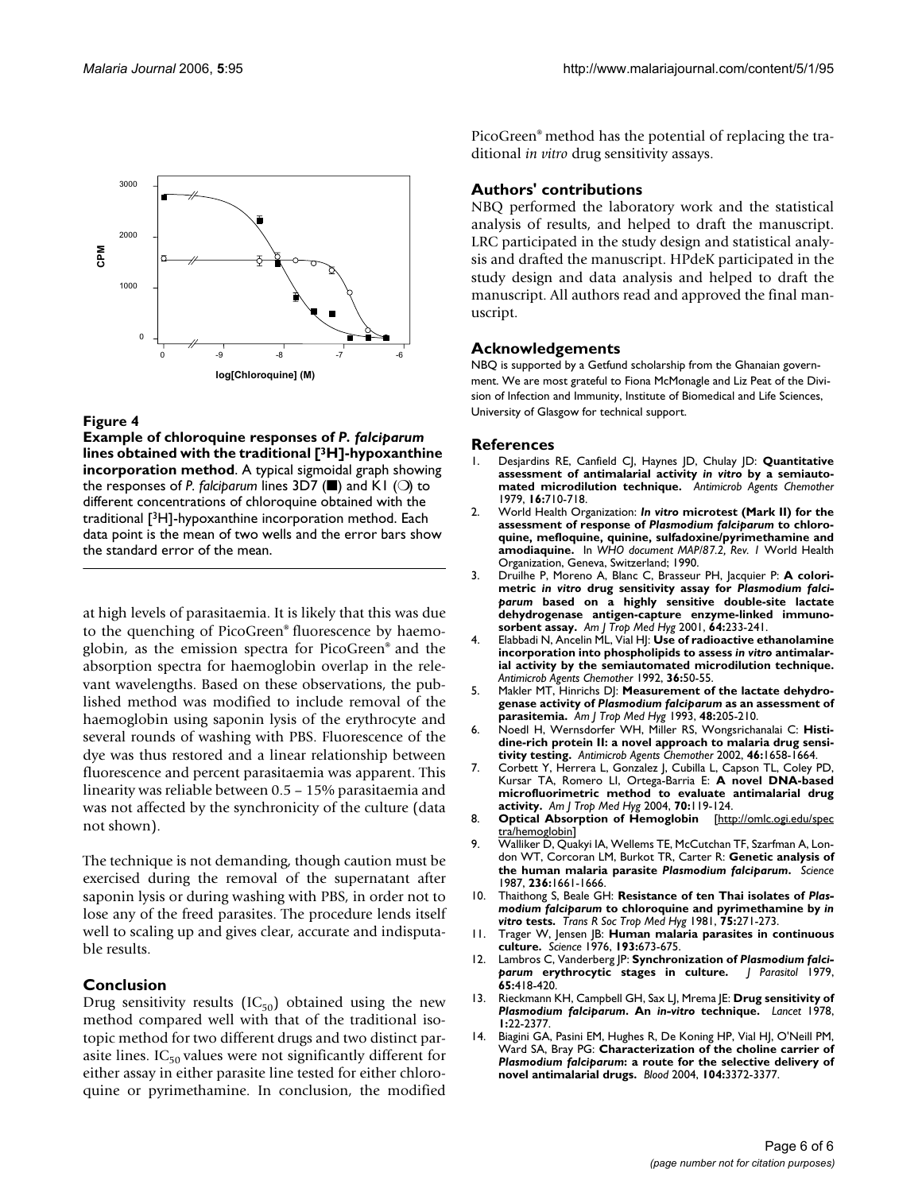3000

2000

CPM

1000

0

0 -9 -8 -7 -6

log[Chloroquine] (M)

**Figure 4**

**Example of chloroquine responses of *P. falciparum* lines obtained with the traditional [$^3$H]-hypoxanthine incorporation method**. A typical sigmoidal graph showing the responses of *P. falciparum* lines 3D7 (■) and K1 (○) to different concentrations of chloroquine obtained with the traditional [$^3$H]-hypoxanthine incorporation method. Each data point is the mean of two wells and the error bars show the standard error of the mean.

at high levels of parasitaemia. It is likely that this was due to the quenching of PicoGreen® fluorescence by haemoglobin, as the emission spectra for PicoGreen® and the absorption spectra for haemoglobin overlap in the relevant wavelengths. Based on these observations, the published method was modified to include removal of the haemoglobin using saponin lysis of the erythrocyte and several rounds of washing with PBS. Fluorescence of the dye was thus restored and a linear relationship between fluorescence and percent parasitaemia was apparent. This linearity was reliable between 0.5 – 15% parasitaemia and was not affected by the synchronicity of the culture (data not shown).

The technique is not demanding, though caution must be exercised during the removal of the supernatant after saponin lysis or during washing with PBS, in order not to lose any of the freed parasites. The procedure lends itself well to scaling up and gives clear, accurate and indisputable results.

## Conclusion

Drug sensitivity results ($IC_{50}$) obtained using the new method compared well with that of the traditional isotopic method for two different drugs and two distinct parasite lines. $IC_{50}$ values were not significantly different for either assay in either parasite line tested for either chloroquine or pyrimethamine. In conclusion, the modified PicoGreen® method has the potential of replacing the traditional *in vitro* drug sensitivity assays.

## Authors' contributions

NBQ performed the laboratory work and the statistical analysis of results, and helped to draft the manuscript. LRC participated in the study design and statistical analysis and drafted the manuscript. HPdeK participated in the study design and data analysis and helped to draft the manuscript. All authors read and approved the final manuscript.

## Acknowledgements

NBQ is supported by a Getfund scholarship from the Ghanaian government. We are most grateful to Fiona McMonagle and Liz Peat of the Division of Infection and Immunity, Institute of Biomedical and Life Sciences, University of Glasgow for technical support.

## References

1. Desjardins RE, Canfield CJ, Haynes JD, Chulay JD: **Quantitative assessment of antimalarial activity *in vitro* by a semiautomated microdilution technique.** *Antimicrob Agents Chemother* 1979, **16:**710-718.
2. World Health Organization: ***In vitro* microtest (Mark II) for the assessment of response of *Plasmodium falciparum* to chloroquine, mefloquine, quinine, sulfadoxine/pyrimethamine and amodiaquine.** In *WHO document MAP/87.2, Rev. 1* World Health Organization, Geneva, Switzerland; 1990.
3. Druilhe P, Moreno A, Blanc C, Brasseur PH, Jacquier P: **A colorimetric *in vitro* drug sensitivity assay for *Plasmodium falciparum* based on a highly sensitive double-site lactate dehydrogenase antigen-capture enzyme-linked immunosorbent assay.** *Am J Trop Med Hyg* 2001, **64:**233-241.
4. Elabbadi N, Ancelin ML, Vial HJ: **Use of radioactive ethanolamine incorporation into phospholipids to assess *in vitro* antimalarial activity by the semiautomated microdilution technique.** *Antimicrob Agents Chemother* 1992, **36:**50-55.
5. Makler MT, Hinrichs DJ: **Measurement of the lactate dehydrogenase activity of *Plasmodium falciparum* as an assessment of parasitemia.** *Am J Trop Med Hyg* 1993, **48:**205-210.
6. Noedl H, Wernsdorfer WH, Miller RS, Wongsrichanalai C: **Histidine-rich protein II: a novel approach to malaria drug sensitivity testing.** *Antimicrob Agents Chemother* 2002, **46:**1658-1664.
7. Corbett Y, Herrera L, Gonzalez J, Cubilla L, Capson TL, Coley PD, Kursar TA, Romero LI, Ortega-Barria E: **A novel DNA-based microfluorimetric method to evaluate antimalarial drug activity.** *Am J Trop Med Hyg* 2004, **70:**119-124.
8. **Optical Absorption of Hemoglobin** [http://omlc.ogi.edu/spectra/hemoglobin]
9. Walliker D, Quakyi IA, Wellems TE, McCutchan TF, Szarfman A, London WT, Corcoran LM, Burkot TR, Carter R: **Genetic analysis of the human malaria parasite *Plasmodium falciparum*.** *Science* 1987, **236:**1661-1666.
10. Thaithong S, Beale GH: **Resistance of ten Thai isolates of *Plasmodium falciparum* to chloroquine and pyrimethamine by *in vitro* tests.** *Trans R Soc Trop Med Hyg* 1981, **75:**271-273.
11. Trager W, Jensen JB: **Human malaria parasites in continuous culture.** *Science* 1976, **193:**673-675.
12. Lambros C, Vanderberg JP: **Synchronization of *Plasmodium falciparum* erythrocytic stages in culture.** *J Parasitol* 1979, **65:**418-420.
13. Rieckmann KH, Campbell GH, Sax LJ, Mrema JE: **Drug sensitivity of *Plasmodium falciparum*. An *in-vitro* technique.** *Lancet* 1978, **1:**22-2377.
14. Biagini GA, Pasini EM, Hughes R, De Koning HP, Vial HJ, O'Neill PM, Ward SA, Bray PG: **Characterization of the choline carrier of *Plasmodium falciparum*: a route for the selective delivery of novel antimalarial drugs.** *Blood* 2004, **104:**3372-3377.